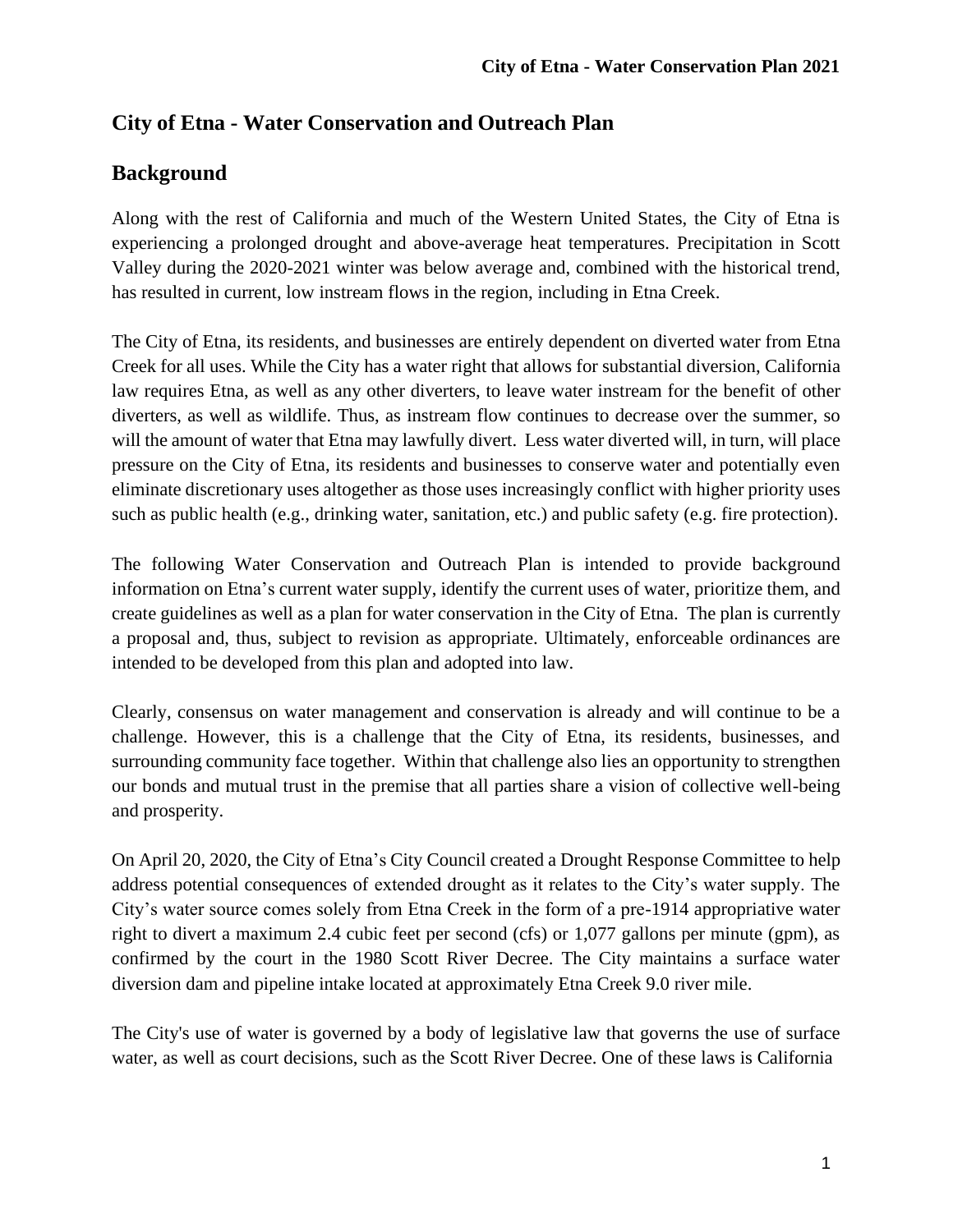## City of Etna - Water Conservation and Outreach Plan

## Background

Along with the rest of California and much of the Western United States, the City of Etna is experiencing a prolonged drought and above-average heat temperatures. Precipitation in Scott Valley during the 2020-2021 winter was below average and, combined with the historical trend, has resulted in current, low instream flows in the region, including in Etna Creek.

The City of Etna, its residents, and businesses are entirely dependent on diverted water from Etna Creek for all uses. While the City has a water right that allows for substantial diversion, California law requires Etna, as well as any other diverters, to leave water instream for the benefit of other diverters, as well as wildlife. Thus, as instream flow continues to decrease over the summer, so will the amount of water that Etna may lawfully divert. Less water diverted will, in turn, will place pressure on the City of Etna, its residents and businesses to conserve water and potentially even eliminate discretionary uses altogether as those uses increasingly conflict with higher priority uses such as public health (e.g., drinking water, sanitation, etc.) and public safety (e.g. fire protection).

The following Water Conservation and Outreach Plan is intended to provide background information on Etna's current water supply, identify the current uses of water, prioritize them, and create guidelines as well as a plan for water conservation in the City of Etna. The plan is currently a proposal and, thus, subject to revision as appropriate. Ultimately, enforceable ordinances are intended to be developed from this plan and adopted into law.

Clearly, consensus on water management and conservation is already and will continue to be a challenge. However, this is a challenge that the City of Etna, its residents, businesses, and surrounding community face together. Within that challenge also lies an opportunity to strengthen our bonds and mutual trust in the premise that all parties share a vision of collective well-being and prosperity.

On April 20, 2020, the City of Etna's City Council created a Drought Response Committee to help address potential consequences of extended drought as it relates to the City's water supply. The City's water source comes solely from Etna Creek in the form of a pre-1914 appropriative water right to divert a maximum 2.4 cubic feet per second (cfs) or 1,077 gallons per minute (gpm), as confirmed by the court in the 1980 Scott River Decree. The City maintains a surface water diversion dam and pipeline intake located at approximately Etna Creek 9.0 river mile.

The City's use of water is governed by a body of legislative law that governs the use of surface water, as well as court decisions, such as the Scott River Decree. One of these laws is California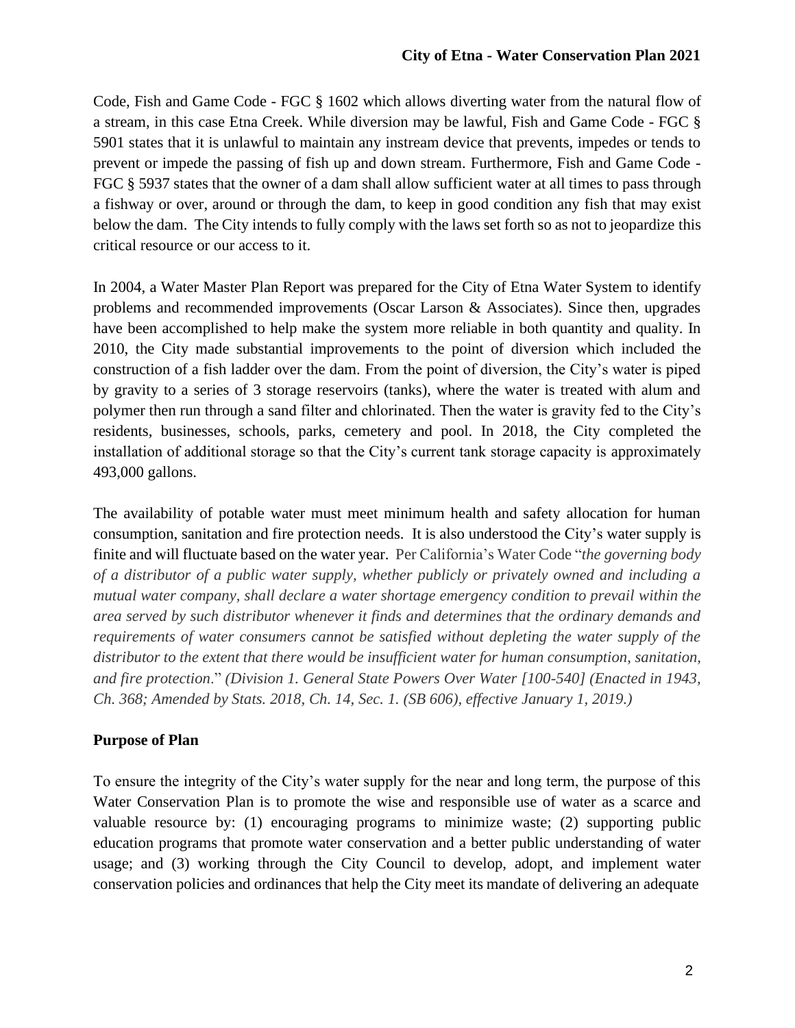Code, Fish and Game Code - FGC § 1602 which allows diverting water from the natural flow of a stream, in this case Etna Creek. While diversion may be lawful, Fish and Game Code - FGC § 5901 states that it is unlawful to maintain any instream device that prevents, impedes or tends to prevent or impede the passing of fish up and down stream. Furthermore, Fish and Game Code - FGC § 5937 states that the owner of a dam shall allow sufficient water at all times to pass through a fishway or over, around or through the dam, to keep in good condition any fish that may exist below the dam. The City intends to fully comply with the laws set forth so as not to jeopardize this critical resource or our access to it.

In 2004, a Water Master Plan Report was prepared for the City of Etna Water System to identify problems and recommended improvements (Oscar Larson & Associates). Since then, upgrades have been accomplished to help make the system more reliable in both quantity and quality. In 2010, the City made substantial improvements to the point of diversion which included the construction of a fish ladder over the dam. From the point of diversion, the City's water is piped by gravity to a series of 3 storage reservoirs (tanks), where the water is treated with alum and polymer then run through a sand filter and chlorinated. Then the water is gravity fed to the City's residents, businesses, schools, parks, cemetery and pool. In 2018, the City completed the installation of additional storage so that the City's current tank storage capacity is approximately 493,000 gallons.

The availability of potable water must meet minimum health and safety allocation for human consumption, sanitation and fire protection needs. It is also understood the City's water supply is finite and will fluctuate based on the water year. Per California's Water Code "*the governing body of a distributor of a public water supply, whether publicly or privately owned and including a mutual water company, shall declare a water shortage emergency condition to prevail within the area served by such distributor whenever it finds and determines that the ordinary demands and requirements of water consumers cannot be satisfied without depleting the water supply of the distributor to the extent that there would be insufficient water for human consumption, sanitation, and fire protection*." *(Division 1. General State Powers Over Water [100-540] (Enacted in 1943, Ch. 368; Amended by Stats. 2018, Ch. 14, Sec. 1. (SB 606), effective January 1, 2019.)*

**Purpose of Plan**

To ensure the integrity of the City's water supply for the near and long term, the purpose of this Water Conservation Plan is to promote the wise and responsible use of water as a scarce and valuable resource by: (1) encouraging programs to minimize waste; (2) supporting public education programs that promote water conservation and a better public understanding of water usage; and (3) working through the City Council to develop, adopt, and implement water conservation policies and ordinances that help the City meet its mandate of delivering an adequate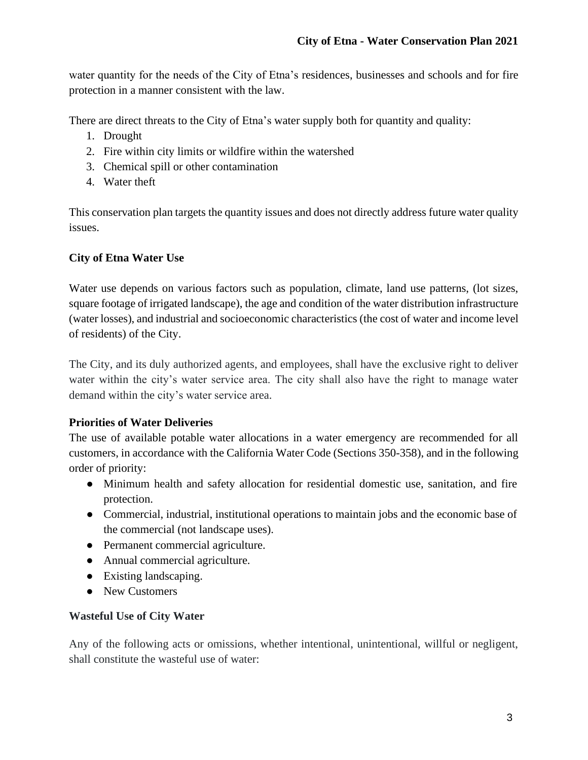water quantity for the needs of the City of Etna's residences, businesses and schools and for fire protection in a manner consistent with the law.

There are direct threats to the City of Etna's water supply both for quantity and quality:

1. Drought
2. Fire within city limits or wildfire within the watershed
3. Chemical spill or other contamination
4. Water theft

This conservation plan targets the quantity issues and does not directly address future water quality issues.

**City of Etna Water Use**

Water use depends on various factors such as population, climate, land use patterns, (lot sizes, square footage of irrigated landscape), the age and condition of the water distribution infrastructure (water losses), and industrial and socioeconomic characteristics (the cost of water and income level of residents) of the City.

The City, and its duly authorized agents, and employees, shall have the exclusive right to deliver water within the city's water service area. The city shall also have the right to manage water demand within the city's water service area.

**Priorities of Water Deliveries**

The use of available potable water allocations in a water emergency are recommended for all customers, in accordance with the California Water Code (Sections 350-358), and in the following order of priority:

- Minimum health and safety allocation for residential domestic use, sanitation, and fire protection.
- Commercial, industrial, institutional operations to maintain jobs and the economic base of the commercial (not landscape uses).
- Permanent commercial agriculture.
- Annual commercial agriculture.
- Existing landscaping.
- New Customers

**Wasteful Use of City Water**

Any of the following acts or omissions, whether intentional, unintentional, willful or negligent, shall constitute the wasteful use of water: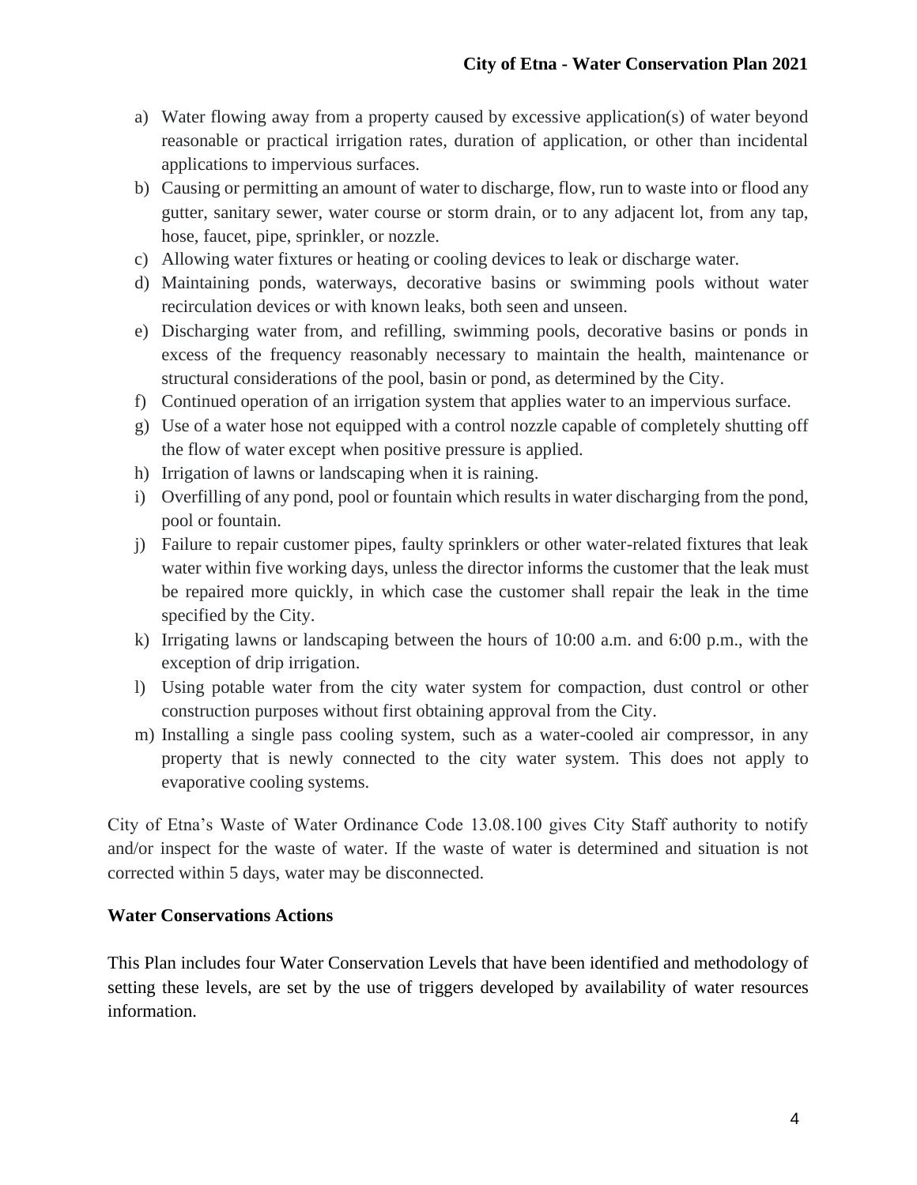a) Water flowing away from a property caused by excessive application(s) of water beyond reasonable or practical irrigation rates, duration of application, or other than incidental applications to impervious surfaces.
b) Causing or permitting an amount of water to discharge, flow, run to waste into or flood any gutter, sanitary sewer, water course or storm drain, or to any adjacent lot, from any tap, hose, faucet, pipe, sprinkler, or nozzle.
c) Allowing water fixtures or heating or cooling devices to leak or discharge water.
d) Maintaining ponds, waterways, decorative basins or swimming pools without water recirculation devices or with known leaks, both seen and unseen.
e) Discharging water from, and refilling, swimming pools, decorative basins or ponds in excess of the frequency reasonably necessary to maintain the health, maintenance or structural considerations of the pool, basin or pond, as determined by the City.
f) Continued operation of an irrigation system that applies water to an impervious surface.
g) Use of a water hose not equipped with a control nozzle capable of completely shutting off the flow of water except when positive pressure is applied.
h) Irrigation of lawns or landscaping when it is raining.
i) Overfilling of any pond, pool or fountain which results in water discharging from the pond, pool or fountain.
j) Failure to repair customer pipes, faulty sprinklers or other water-related fixtures that leak water within five working days, unless the director informs the customer that the leak must be repaired more quickly, in which case the customer shall repair the leak in the time specified by the City.
k) Irrigating lawns or landscaping between the hours of 10:00 a.m. and 6:00 p.m., with the exception of drip irrigation.
l) Using potable water from the city water system for compaction, dust control or other construction purposes without first obtaining approval from the City.
m) Installing a single pass cooling system, such as a water-cooled air compressor, in any property that is newly connected to the city water system. This does not apply to evaporative cooling systems.

City of Etna's Waste of Water Ordinance Code 13.08.100 gives City Staff authority to notify and/or inspect for the waste of water. If the waste of water is determined and situation is not corrected within 5 days, water may be disconnected.

**Water Conservations Actions**

This Plan includes four Water Conservation Levels that have been identified and methodology of setting these levels, are set by the use of triggers developed by availability of water resources information.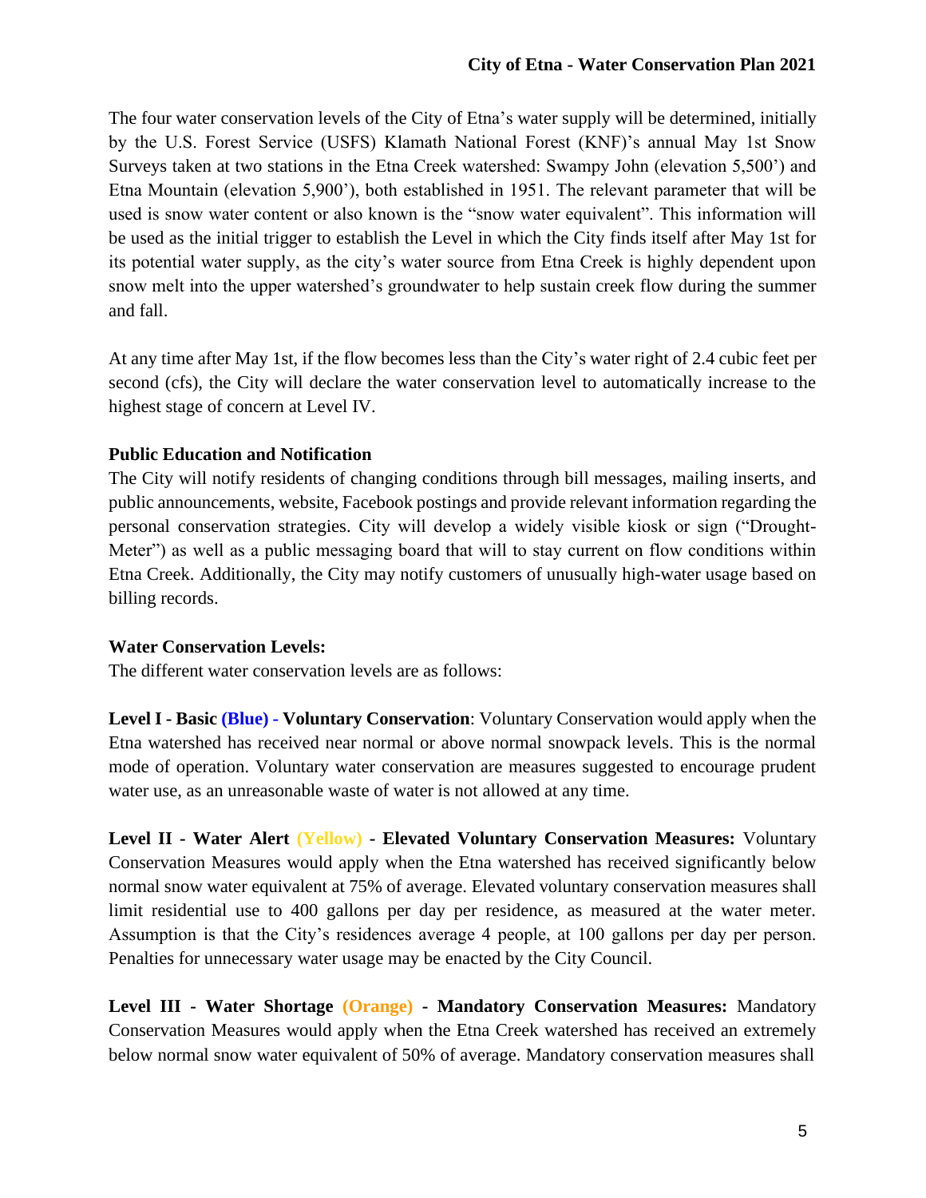The four water conservation levels of the City of Etna's water supply will be determined, initially by the U.S. Forest Service (USFS) Klamath National Forest (KNF)'s annual May 1st Snow Surveys taken at two stations in the Etna Creek watershed: Swampy John (elevation 5,500') and Etna Mountain (elevation 5,900'), both established in 1951. The relevant parameter that will be used is snow water content or also known is the "snow water equivalent". This information will be used as the initial trigger to establish the Level in which the City finds itself after May 1st for its potential water supply, as the city's water source from Etna Creek is highly dependent upon snow melt into the upper watershed's groundwater to help sustain creek flow during the summer and fall.

At any time after May 1st, if the flow becomes less than the City's water right of 2.4 cubic feet per second (cfs), the City will declare the water conservation level to automatically increase to the highest stage of concern at Level IV.

**Public Education and Notification**

The City will notify residents of changing conditions through bill messages, mailing inserts, and public announcements, website, Facebook postings and provide relevant information regarding the personal conservation strategies. City will develop a widely visible kiosk or sign ("Drought-Meter") as well as a public messaging board that will to stay current on flow conditions within Etna Creek. Additionally, the City may notify customers of unusually high-water usage based on billing records.

**Water Conservation Levels:**

The different water conservation levels are as follows:

**Level I - Basic (Blue) - Voluntary Conservation**: Voluntary Conservation would apply when the Etna watershed has received near normal or above normal snowpack levels. This is the normal mode of operation. Voluntary water conservation are measures suggested to encourage prudent water use, as an unreasonable waste of water is not allowed at any time.

**Level II - Water Alert (Yellow) - Elevated Voluntary Conservation Measures:** Voluntary Conservation Measures would apply when the Etna watershed has received significantly below normal snow water equivalent at 75% of average. Elevated voluntary conservation measures shall limit residential use to 400 gallons per day per residence, as measured at the water meter. Assumption is that the City's residences average 4 people, at 100 gallons per day per person. Penalties for unnecessary water usage may be enacted by the City Council.

**Level III - Water Shortage (Orange) - Mandatory Conservation Measures:** Mandatory Conservation Measures would apply when the Etna Creek watershed has received an extremely below normal snow water equivalent of 50% of average. Mandatory conservation measures shall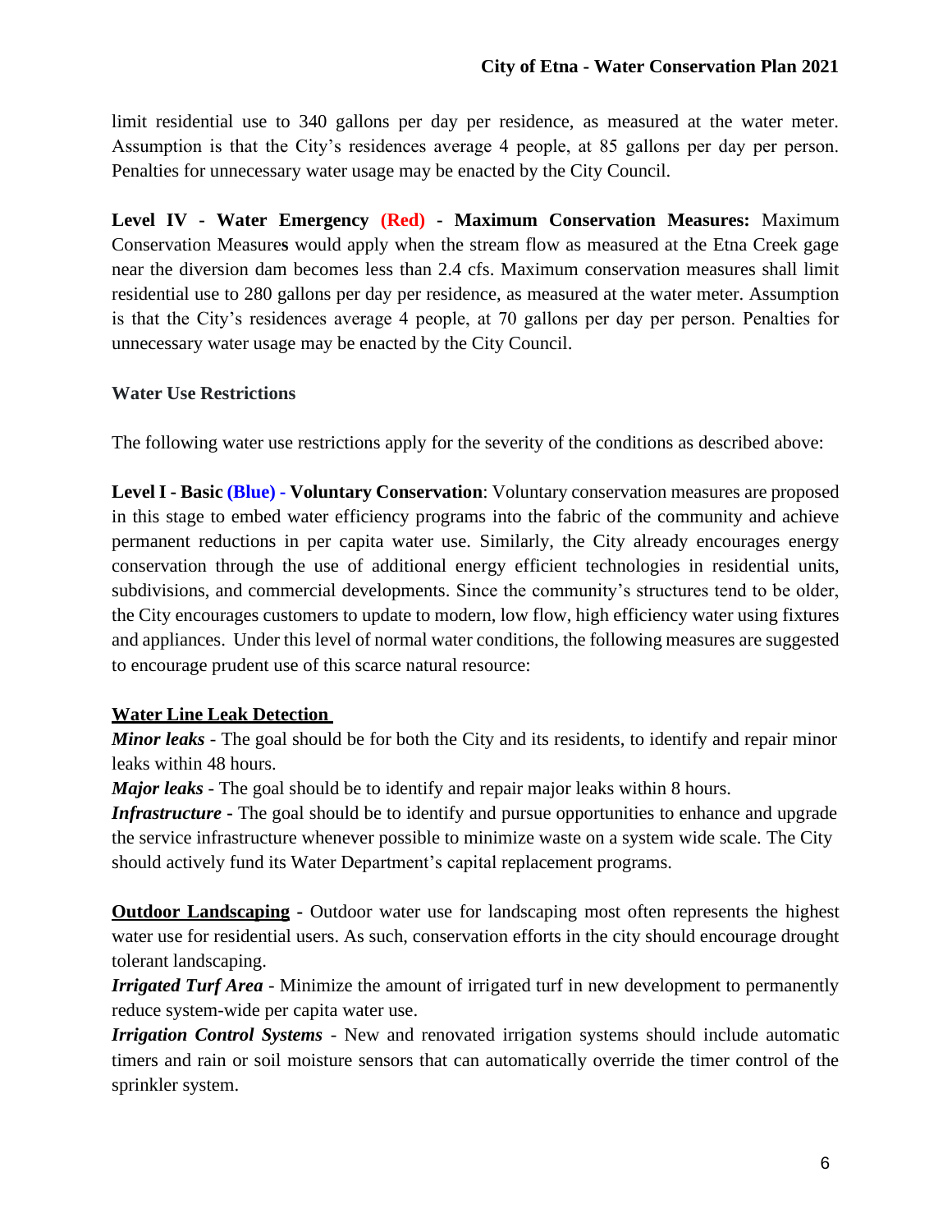limit residential use to 340 gallons per day per residence, as measured at the water meter. Assumption is that the City's residences average 4 people, at 85 gallons per day per person. Penalties for unnecessary water usage may be enacted by the City Council.

**Level IV - Water Emergency (Red) - Maximum Conservation Measures:** Maximum Conservation Measure**s** would apply when the stream flow as measured at the Etna Creek gage near the diversion dam becomes less than 2.4 cfs. Maximum conservation measures shall limit residential use to 280 gallons per day per residence, as measured at the water meter. Assumption is that the City's residences average 4 people, at 70 gallons per day per person. Penalties for unnecessary water usage may be enacted by the City Council.

**Water Use Restrictions**

The following water use restrictions apply for the severity of the conditions as described above:

**Level I - Basic (Blue) - Voluntary Conservation**: Voluntary conservation measures are proposed in this stage to embed water efficiency programs into the fabric of the community and achieve permanent reductions in per capita water use. Similarly, the City already encourages energy conservation through the use of additional energy efficient technologies in residential units, subdivisions, and commercial developments. Since the community's structures tend to be older, the City encourages customers to update to modern, low flow, high efficiency water using fixtures and appliances. Under this level of normal water conditions, the following measures are suggested to encourage prudent use of this scarce natural resource:

**Water Line Leak Detection**

***Minor leaks*** - The goal should be for both the City and its residents, to identify and repair minor leaks within 48 hours.

***Major leaks*** - The goal should be to identify and repair major leaks within 8 hours.

***Infrastructure*** - The goal should be to identify and pursue opportunities to enhance and upgrade the service infrastructure whenever possible to minimize waste on a system wide scale. The City should actively fund its Water Department's capital replacement programs.

**Outdoor Landscaping** - Outdoor water use for landscaping most often represents the highest water use for residential users. As such, conservation efforts in the city should encourage drought tolerant landscaping.

***Irrigated Turf Area*** - Minimize the amount of irrigated turf in new development to permanently reduce system-wide per capita water use.

***Irrigation Control Systems*** - New and renovated irrigation systems should include automatic timers and rain or soil moisture sensors that can automatically override the timer control of the sprinkler system.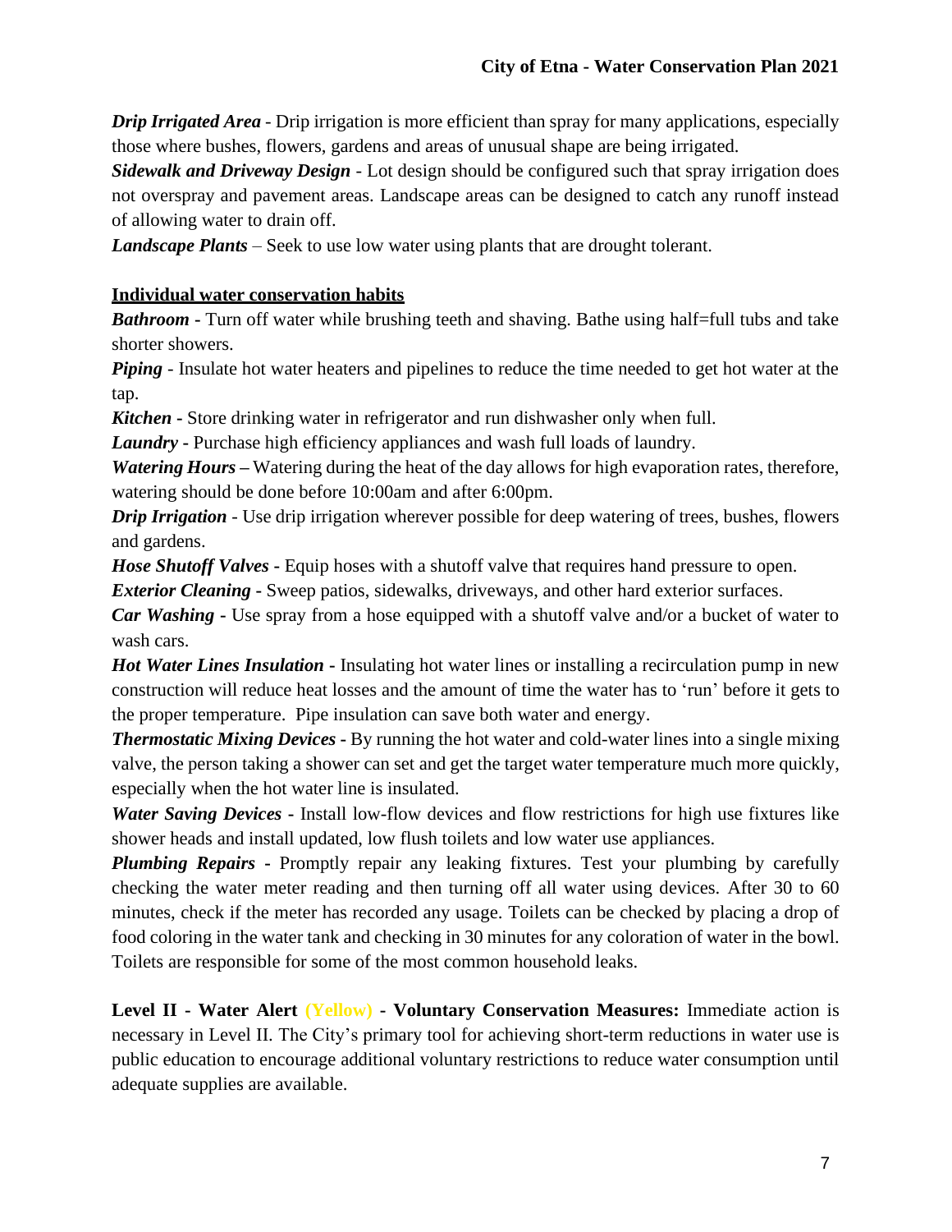***Drip Irrigated Area*** - Drip irrigation is more efficient than spray for many applications, especially those where bushes, flowers, gardens and areas of unusual shape are being irrigated.
***Sidewalk and Driveway Design*** - Lot design should be configured such that spray irrigation does not overspray and pavement areas. Landscape areas can be designed to catch any runoff instead of allowing water to drain off.
***Landscape Plants*** – Seek to use low water using plants that are drought tolerant.

**<u>Individual water conservation habits</u>**

***Bathroom*** - Turn off water while brushing teeth and shaving. Bathe using half=full tubs and take shorter showers.
***Piping*** - Insulate hot water heaters and pipelines to reduce the time needed to get hot water at the tap.
***Kitchen*** - Store drinking water in refrigerator and run dishwasher only when full.
***Laundry*** - Purchase high efficiency appliances and wash full loads of laundry.
***Watering Hours*** – Watering during the heat of the day allows for high evaporation rates, therefore, watering should be done before 10:00am and after 6:00pm.
***Drip Irrigation*** - Use drip irrigation wherever possible for deep watering of trees, bushes, flowers and gardens.
***Hose Shutoff Valves*** - Equip hoses with a shutoff valve that requires hand pressure to open.
***Exterior Cleaning*** - Sweep patios, sidewalks, driveways, and other hard exterior surfaces.
***Car Washing*** - Use spray from a hose equipped with a shutoff valve and/or a bucket of water to wash cars.
***Hot Water Lines Insulation*** - Insulating hot water lines or installing a recirculation pump in new construction will reduce heat losses and the amount of time the water has to 'run' before it gets to the proper temperature. Pipe insulation can save both water and energy.
***Thermostatic Mixing Devices*** - By running the hot water and cold-water lines into a single mixing valve, the person taking a shower can set and get the target water temperature much more quickly, especially when the hot water line is insulated.
***Water Saving Devices*** - Install low-flow devices and flow restrictions for high use fixtures like shower heads and install updated, low flush toilets and low water use appliances.
***Plumbing Repairs*** - Promptly repair any leaking fixtures. Test your plumbing by carefully checking the water meter reading and then turning off all water using devices. After 30 to 60 minutes, check if the meter has recorded any usage. Toilets can be checked by placing a drop of food coloring in the water tank and checking in 30 minutes for any coloration of water in the bowl. Toilets are responsible for some of the most common household leaks.

**Level II - Water Alert (Yellow) - Voluntary Conservation Measures:** Immediate action is necessary in Level II. The City's primary tool for achieving short-term reductions in water use is public education to encourage additional voluntary restrictions to reduce water consumption until adequate supplies are available.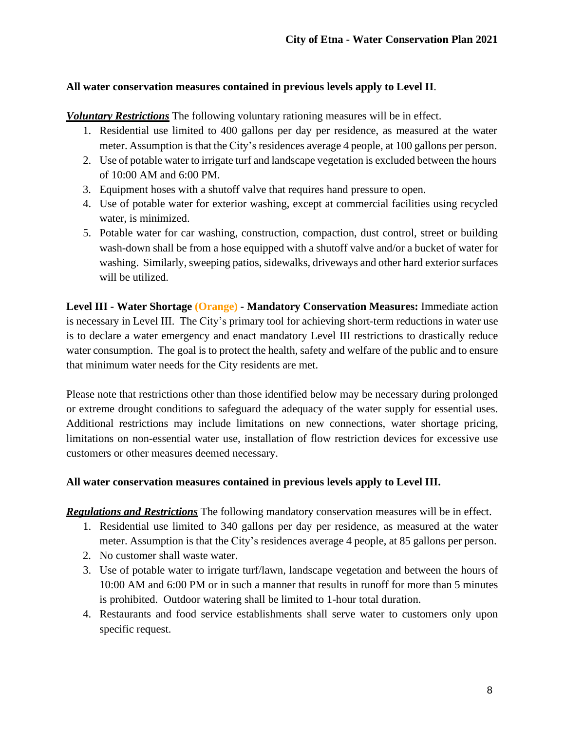**All water conservation measures contained in previous levels apply to Level II**.

***Voluntary Restrictions*** The following voluntary rationing measures will be in effect.

1. Residential use limited to 400 gallons per day per residence, as measured at the water meter. Assumption is that the City's residences average 4 people, at 100 gallons per person.
2. Use of potable water to irrigate turf and landscape vegetation is excluded between the hours of 10:00 AM and 6:00 PM.
3. Equipment hoses with a shutoff valve that requires hand pressure to open.
4. Use of potable water for exterior washing, except at commercial facilities using recycled water, is minimized.
5. Potable water for car washing, construction, compaction, dust control, street or building wash-down shall be from a hose equipped with a shutoff valve and/or a bucket of water for washing. Similarly, sweeping patios, sidewalks, driveways and other hard exterior surfaces will be utilized.

**Level III - Water Shortage (Orange) - Mandatory Conservation Measures:** Immediate action is necessary in Level III. The City's primary tool for achieving short-term reductions in water use is to declare a water emergency and enact mandatory Level III restrictions to drastically reduce water consumption. The goal is to protect the health, safety and welfare of the public and to ensure that minimum water needs for the City residents are met.

Please note that restrictions other than those identified below may be necessary during prolonged or extreme drought conditions to safeguard the adequacy of the water supply for essential uses. Additional restrictions may include limitations on new connections, water shortage pricing, limitations on non-essential water use, installation of flow restriction devices for excessive use customers or other measures deemed necessary.

**All water conservation measures contained in previous levels apply to Level III.**

***Regulations and Restrictions*** The following mandatory conservation measures will be in effect.

1. Residential use limited to 340 gallons per day per residence, as measured at the water meter. Assumption is that the City's residences average 4 people, at 85 gallons per person.
2. No customer shall waste water.
3. Use of potable water to irrigate turf/lawn, landscape vegetation and between the hours of 10:00 AM and 6:00 PM or in such a manner that results in runoff for more than 5 minutes is prohibited. Outdoor watering shall be limited to 1-hour total duration.
4. Restaurants and food service establishments shall serve water to customers only upon specific request.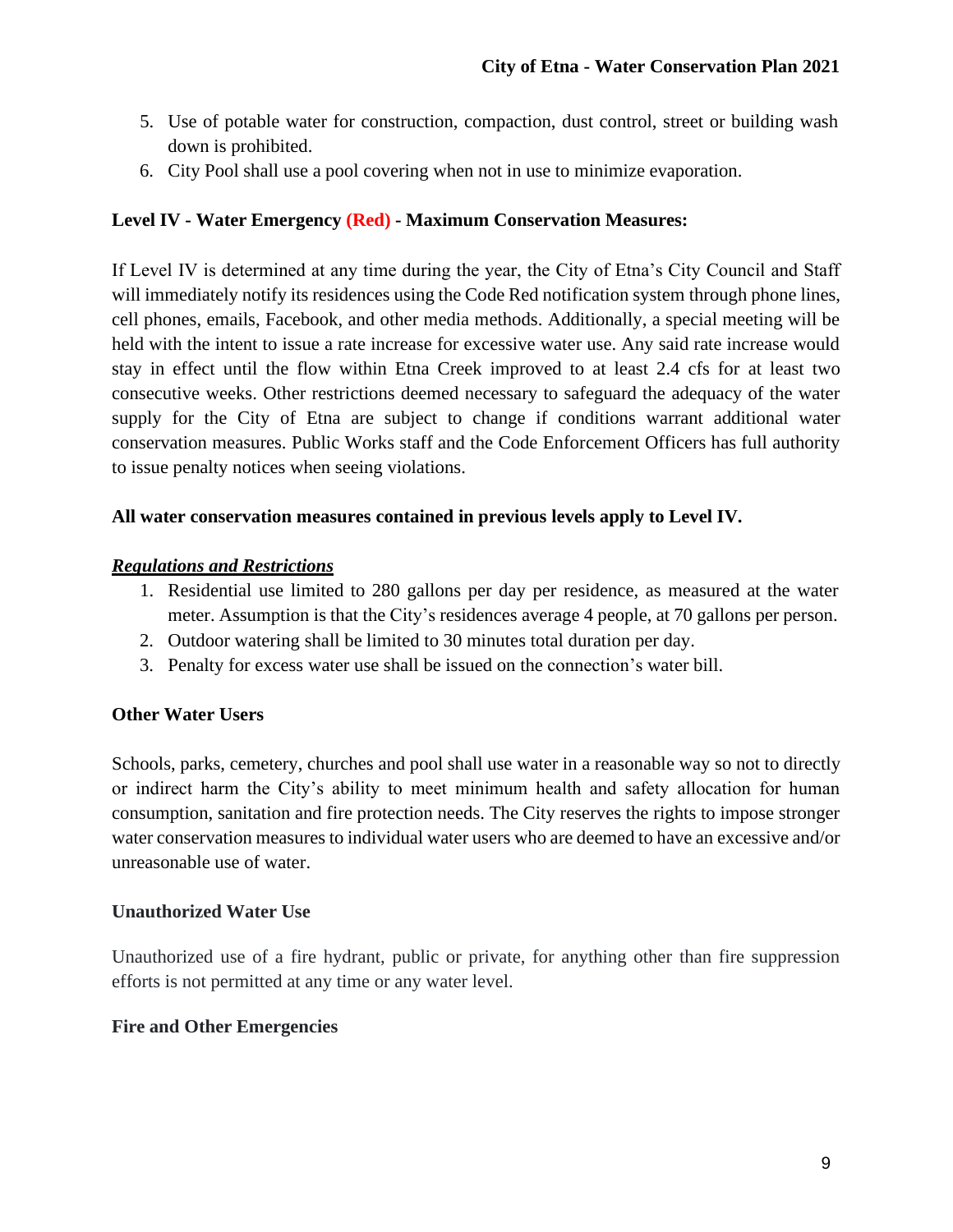5. Use of potable water for construction, compaction, dust control, street or building wash down is prohibited.
6. City Pool shall use a pool covering when not in use to minimize evaporation.

**Level IV - Water Emergency (Red) - Maximum Conservation Measures:**

If Level IV is determined at any time during the year, the City of Etna's City Council and Staff will immediately notify its residences using the Code Red notification system through phone lines, cell phones, emails, Facebook, and other media methods. Additionally, a special meeting will be held with the intent to issue a rate increase for excessive water use. Any said rate increase would stay in effect until the flow within Etna Creek improved to at least 2.4 cfs for at least two consecutive weeks. Other restrictions deemed necessary to safeguard the adequacy of the water supply for the City of Etna are subject to change if conditions warrant additional water conservation measures. Public Works staff and the Code Enforcement Officers has full authority to issue penalty notices when seeing violations.

**All water conservation measures contained in previous levels apply to Level IV.**

***Regulations and Restrictions***

1. Residential use limited to 280 gallons per day per residence, as measured at the water meter. Assumption is that the City's residences average 4 people, at 70 gallons per person.
2. Outdoor watering shall be limited to 30 minutes total duration per day.
3. Penalty for excess water use shall be issued on the connection's water bill.

**Other Water Users**

Schools, parks, cemetery, churches and pool shall use water in a reasonable way so not to directly or indirect harm the City's ability to meet minimum health and safety allocation for human consumption, sanitation and fire protection needs. The City reserves the rights to impose stronger water conservation measures to individual water users who are deemed to have an excessive and/or unreasonable use of water.

**Unauthorized Water Use**

Unauthorized use of a fire hydrant, public or private, for anything other than fire suppression efforts is not permitted at any time or any water level.

**Fire and Other Emergencies**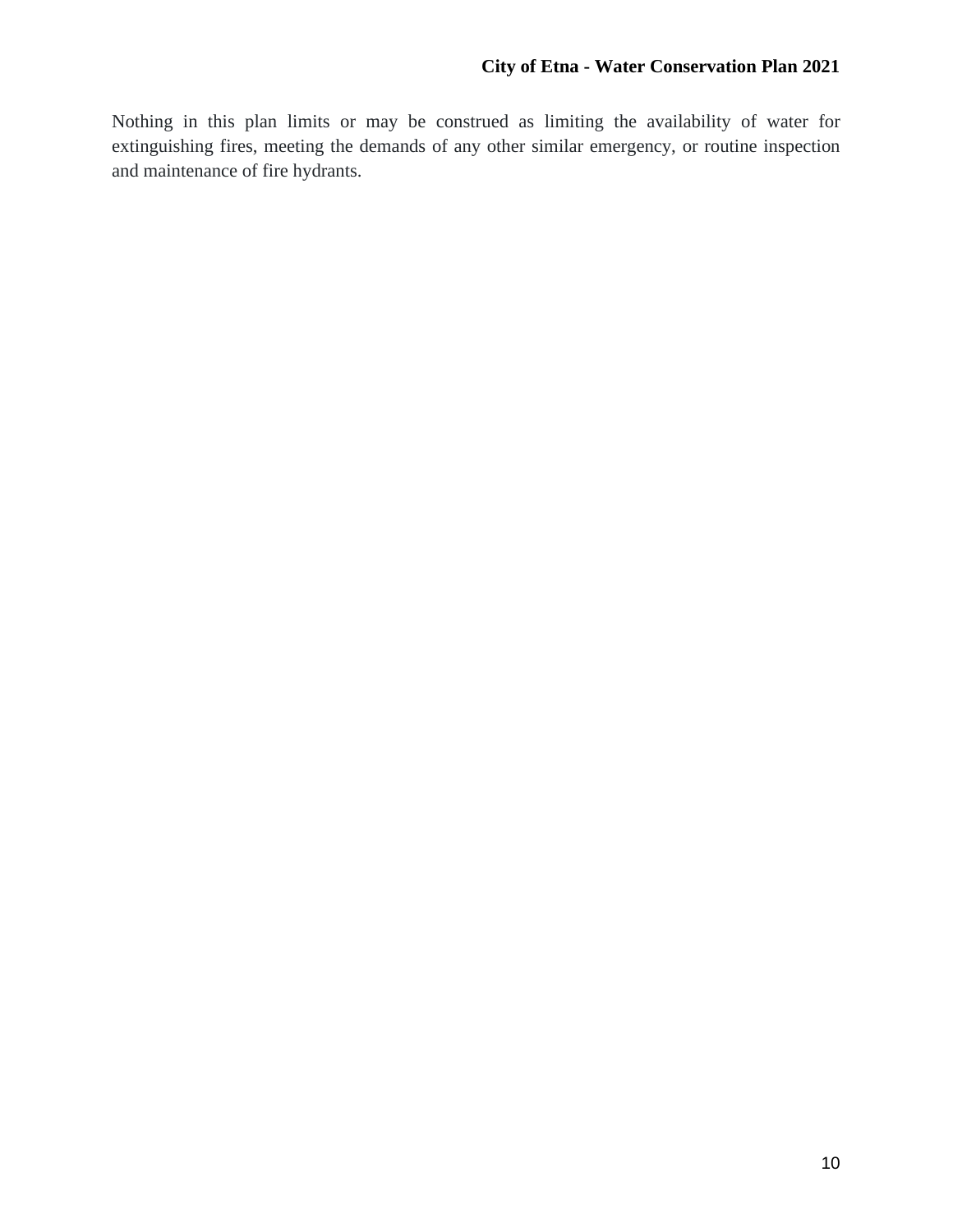Nothing in this plan limits or may be construed as limiting the availability of water for extinguishing fires, meeting the demands of any other similar emergency, or routine inspection and maintenance of fire hydrants.